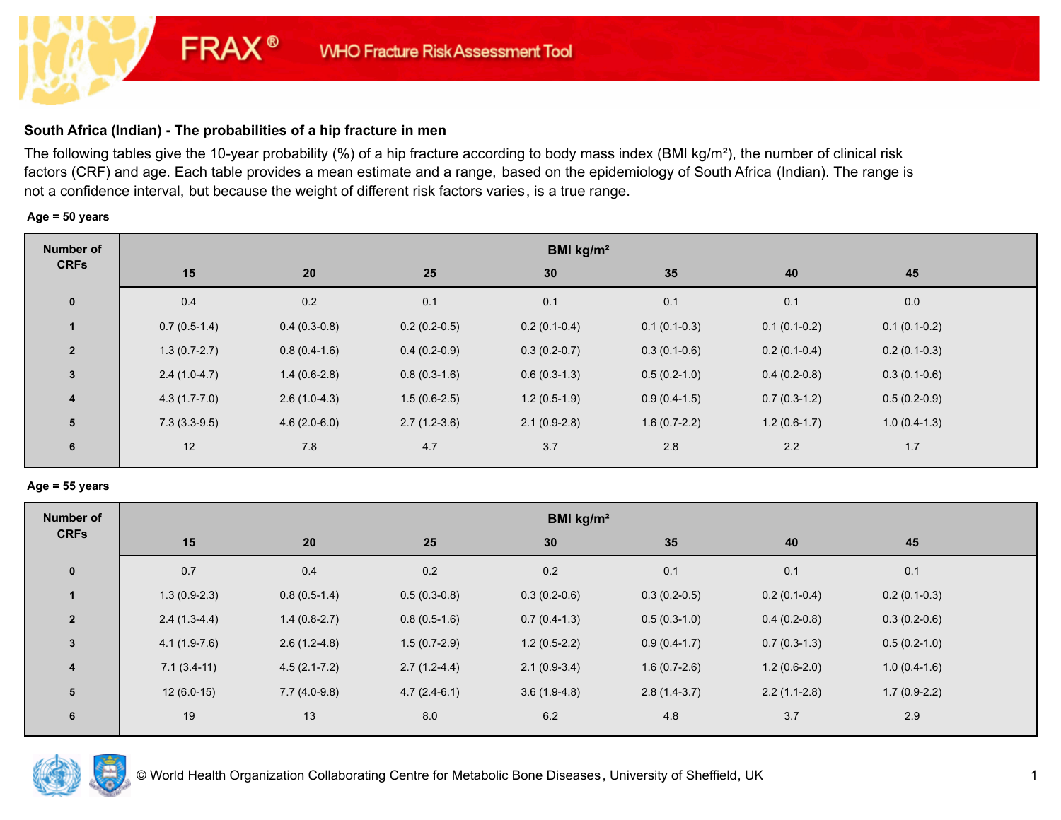FRAX® WHO Fracture Risk Assessment Tool

### South Africa (Indian) - The probabilities of a hip fracture in men

The following tables give the 10-year probability (%) of a hip fracture according to body mass index (BMI kg/m²), the number of clinical risk factors (CRF) and age. Each table provides a mean estimate and a range, based on the epidemiology of South Africa (Indian). The range is not a confidence interval, but because the weight of different risk factors varies, is a true range.

**Age = 50 years**

| Number of CRFs | BMI kg/m² | | | | | | |
|---|---|---|---|---|---|---|---|
| | 15 | 20 | 25 | 30 | 35 | 40 | 45 |
| 0 | 0.4 | 0.2 | 0.1 | 0.1 | 0.1 | 0.1 | 0.0 |
| 1 | 0.7 (0.5-1.4) | 0.4 (0.3-0.8) | 0.2 (0.2-0.5) | 0.2 (0.1-0.4) | 0.1 (0.1-0.3) | 0.1 (0.1-0.2) | 0.1 (0.1-0.2) |
| 2 | 1.3 (0.7-2.7) | 0.8 (0.4-1.6) | 0.4 (0.2-0.9) | 0.3 (0.2-0.7) | 0.3 (0.1-0.6) | 0.2 (0.1-0.4) | 0.2 (0.1-0.3) |
| 3 | 2.4 (1.0-4.7) | 1.4 (0.6-2.8) | 0.8 (0.3-1.6) | 0.6 (0.3-1.3) | 0.5 (0.2-1.0) | 0.4 (0.2-0.8) | 0.3 (0.1-0.6) |
| 4 | 4.3 (1.7-7.0) | 2.6 (1.0-4.3) | 1.5 (0.6-2.5) | 1.2 (0.5-1.9) | 0.9 (0.4-1.5) | 0.7 (0.3-1.2) | 0.5 (0.2-0.9) |
| 5 | 7.3 (3.3-9.5) | 4.6 (2.0-6.0) | 2.7 (1.2-3.6) | 2.1 (0.9-2.8) | 1.6 (0.7-2.2) | 1.2 (0.6-1.7) | 1.0 (0.4-1.3) |
| 6 | 12 | 7.8 | 4.7 | 3.7 | 2.8 | 2.2 | 1.7 |

**Age = 55 years**

| Number of CRFs | BMI kg/m² | | | | | | |
|---|---|---|---|---|---|---|---|
| | 15 | 20 | 25 | 30 | 35 | 40 | 45 |
| 0 | 0.7 | 0.4 | 0.2 | 0.2 | 0.1 | 0.1 | 0.1 |
| 1 | 1.3 (0.9-2.3) | 0.8 (0.5-1.4) | 0.5 (0.3-0.8) | 0.3 (0.2-0.6) | 0.3 (0.2-0.5) | 0.2 (0.1-0.4) | 0.2 (0.1-0.3) |
| 2 | 2.4 (1.3-4.4) | 1.4 (0.8-2.7) | 0.8 (0.5-1.6) | 0.7 (0.4-1.3) | 0.5 (0.3-1.0) | 0.4 (0.2-0.8) | 0.3 (0.2-0.6) |
| 3 | 4.1 (1.9-7.6) | 2.6 (1.2-4.8) | 1.5 (0.7-2.9) | 1.2 (0.5-2.2) | 0.9 (0.4-1.7) | 0.7 (0.3-1.3) | 0.5 (0.2-1.0) |
| 4 | 7.1 (3.4-11) | 4.5 (2.1-7.2) | 2.7 (1.2-4.4) | 2.1 (0.9-3.4) | 1.6 (0.7-2.6) | 1.2 (0.6-2.0) | 1.0 (0.4-1.6) |
| 5 | 12 (6.0-15) | 7.7 (4.0-9.8) | 4.7 (2.4-6.1) | 3.6 (1.9-4.8) | 2.8 (1.4-3.7) | 2.2 (1.1-2.8) | 1.7 (0.9-2.2) |
| 6 | 19 | 13 | 8.0 | 6.2 | 4.8 | 3.7 | 2.9 |

© World Health Organization Collaborating Centre for Metabolic Bone Diseases, University of Sheffield, UK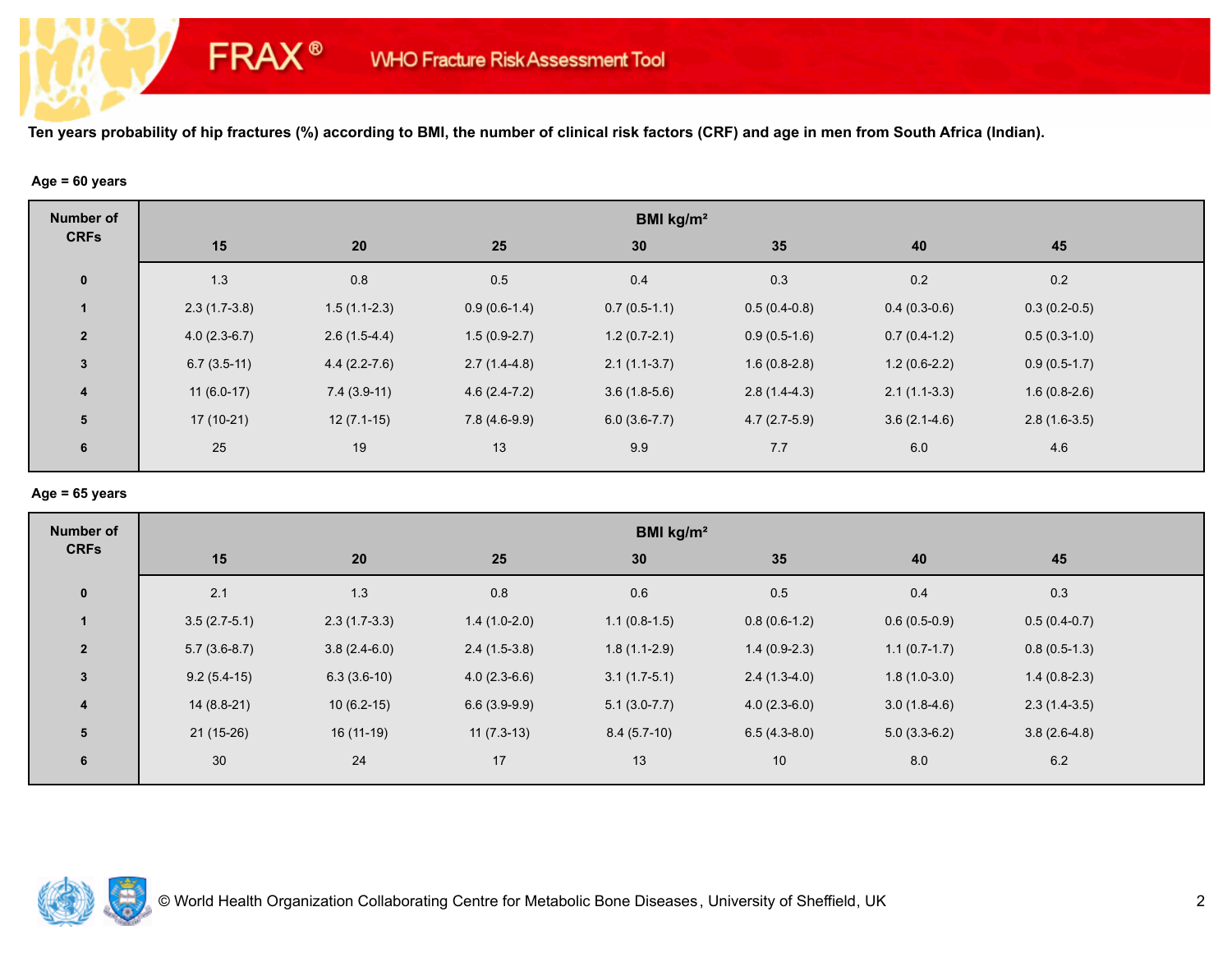**Ten years probability of hip fractures (%) according to BMI, the number of clinical risk factors (CRF) and age in men from South Africa (Indian).**

**Age = 60 years**

| Number of CRFs | BMI kg/m² | | | | | | |
|---|---|---|---|---|---|---|---|
| | 15 | 20 | 25 | 30 | 35 | 40 | 45 |
| 0 | 1.3 | 0.8 | 0.5 | 0.4 | 0.3 | 0.2 | 0.2 |
| 1 | 2.3 (1.7-3.8) | 1.5 (1.1-2.3) | 0.9 (0.6-1.4) | 0.7 (0.5-1.1) | 0.5 (0.4-0.8) | 0.4 (0.3-0.6) | 0.3 (0.2-0.5) |
| 2 | 4.0 (2.3-6.7) | 2.6 (1.5-4.4) | 1.5 (0.9-2.7) | 1.2 (0.7-2.1) | 0.9 (0.5-1.6) | 0.7 (0.4-1.2) | 0.5 (0.3-1.0) |
| 3 | 6.7 (3.5-11) | 4.4 (2.2-7.6) | 2.7 (1.4-4.8) | 2.1 (1.1-3.7) | 1.6 (0.8-2.8) | 1.2 (0.6-2.2) | 0.9 (0.5-1.7) |
| 4 | 11 (6.0-17) | 7.4 (3.9-11) | 4.6 (2.4-7.2) | 3.6 (1.8-5.6) | 2.8 (1.4-4.3) | 2.1 (1.1-3.3) | 1.6 (0.8-2.6) |
| 5 | 17 (10-21) | 12 (7.1-15) | 7.8 (4.6-9.9) | 6.0 (3.6-7.7) | 4.7 (2.7-5.9) | 3.6 (2.1-4.6) | 2.8 (1.6-3.5) |
| 6 | 25 | 19 | 13 | 9.9 | 7.7 | 6.0 | 4.6 |

**Age = 65 years**

| Number of CRFs | BMI kg/m² | | | | | | |
|---|---|---|---|---|---|---|---|
| | 15 | 20 | 25 | 30 | 35 | 40 | 45 |
| 0 | 2.1 | 1.3 | 0.8 | 0.6 | 0.5 | 0.4 | 0.3 |
| 1 | 3.5 (2.7-5.1) | 2.3 (1.7-3.3) | 1.4 (1.0-2.0) | 1.1 (0.8-1.5) | 0.8 (0.6-1.2) | 0.6 (0.5-0.9) | 0.5 (0.4-0.7) |
| 2 | 5.7 (3.6-8.7) | 3.8 (2.4-6.0) | 2.4 (1.5-3.8) | 1.8 (1.1-2.9) | 1.4 (0.9-2.3) | 1.1 (0.7-1.7) | 0.8 (0.5-1.3) |
| 3 | 9.2 (5.4-15) | 6.3 (3.6-10) | 4.0 (2.3-6.6) | 3.1 (1.7-5.1) | 2.4 (1.3-4.0) | 1.8 (1.0-3.0) | 1.4 (0.8-2.3) |
| 4 | 14 (8.8-21) | 10 (6.2-15) | 6.6 (3.9-9.9) | 5.1 (3.0-7.7) | 4.0 (2.3-6.0) | 3.0 (1.8-4.6) | 2.3 (1.4-3.5) |
| 5 | 21 (15-26) | 16 (11-19) | 11 (7.3-13) | 8.4 (5.7-10) | 6.5 (4.3-8.0) | 5.0 (3.3-6.2) | 3.8 (2.6-4.8) |
| 6 | 30 | 24 | 17 | 13 | 10 | 8.0 | 6.2 |

© World Health Organization Collaborating Centre for Metabolic Bone Diseases, University of Sheffield, UK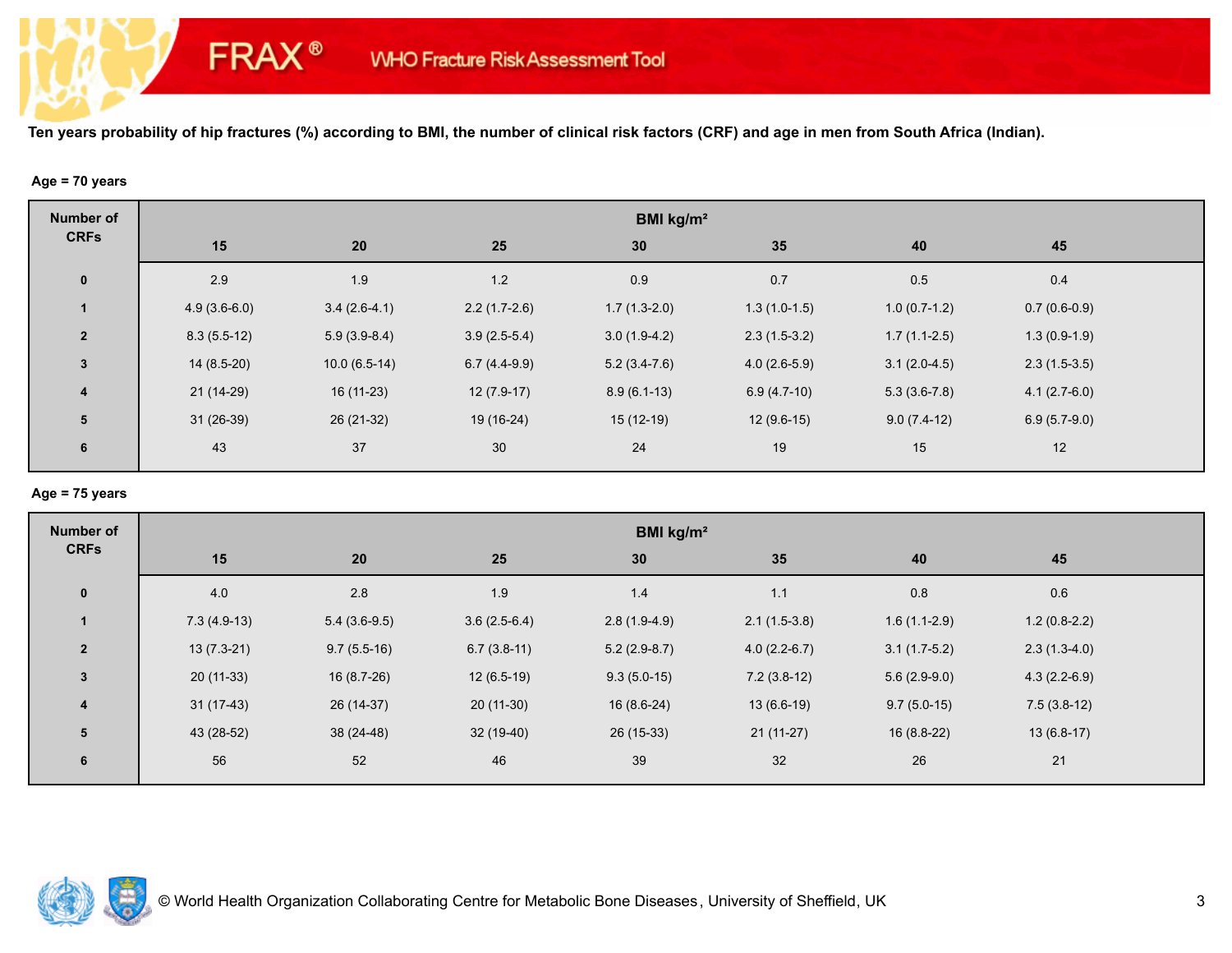FRAX® WHO Fracture Risk Assessment Tool

**Ten years probability of hip fractures (%) according to BMI, the number of clinical risk factors (CRF) and age in men from South Africa (Indian).**

**Age = 70 years**

| Number of CRFs | BMI kg/m² | | | | | | |
|---|---|---|---|---|---|---|---|
| | 15 | 20 | 25 | 30 | 35 | 40 | 45 |
| 0 | 2.9 | 1.9 | 1.2 | 0.9 | 0.7 | 0.5 | 0.4 |
| 1 | 4.9 (3.6-6.0) | 3.4 (2.6-4.1) | 2.2 (1.7-2.6) | 1.7 (1.3-2.0) | 1.3 (1.0-1.5) | 1.0 (0.7-1.2) | 0.7 (0.6-0.9) |
| 2 | 8.3 (5.5-12) | 5.9 (3.9-8.4) | 3.9 (2.5-5.4) | 3.0 (1.9-4.2) | 2.3 (1.5-3.2) | 1.7 (1.1-2.5) | 1.3 (0.9-1.9) |
| 3 | 14 (8.5-20) | 10.0 (6.5-14) | 6.7 (4.4-9.9) | 5.2 (3.4-7.6) | 4.0 (2.6-5.9) | 3.1 (2.0-4.5) | 2.3 (1.5-3.5) |
| 4 | 21 (14-29) | 16 (11-23) | 12 (7.9-17) | 8.9 (6.1-13) | 6.9 (4.7-10) | 5.3 (3.6-7.8) | 4.1 (2.7-6.0) |
| 5 | 31 (26-39) | 26 (21-32) | 19 (16-24) | 15 (12-19) | 12 (9.6-15) | 9.0 (7.4-12) | 6.9 (5.7-9.0) |
| 6 | 43 | 37 | 30 | 24 | 19 | 15 | 12 |

**Age = 75 years**

| Number of CRFs | BMI kg/m² | | | | | | |
|---|---|---|---|---|---|---|---|
| | 15 | 20 | 25 | 30 | 35 | 40 | 45 |
| 0 | 4.0 | 2.8 | 1.9 | 1.4 | 1.1 | 0.8 | 0.6 |
| 1 | 7.3 (4.9-13) | 5.4 (3.6-9.5) | 3.6 (2.5-6.4) | 2.8 (1.9-4.9) | 2.1 (1.5-3.8) | 1.6 (1.1-2.9) | 1.2 (0.8-2.2) |
| 2 | 13 (7.3-21) | 9.7 (5.5-16) | 6.7 (3.8-11) | 5.2 (2.9-8.7) | 4.0 (2.2-6.7) | 3.1 (1.7-5.2) | 2.3 (1.3-4.0) |
| 3 | 20 (11-33) | 16 (8.7-26) | 12 (6.5-19) | 9.3 (5.0-15) | 7.2 (3.8-12) | 5.6 (2.9-9.0) | 4.3 (2.2-6.9) |
| 4 | 31 (17-43) | 26 (14-37) | 20 (11-30) | 16 (8.6-24) | 13 (6.6-19) | 9.7 (5.0-15) | 7.5 (3.8-12) |
| 5 | 43 (28-52) | 38 (24-48) | 32 (19-40) | 26 (15-33) | 21 (11-27) | 16 (8.8-22) | 13 (6.8-17) |
| 6 | 56 | 52 | 46 | 39 | 32 | 26 | 21 |

© World Health Organization Collaborating Centre for Metabolic Bone Diseases, University of Sheffield, UK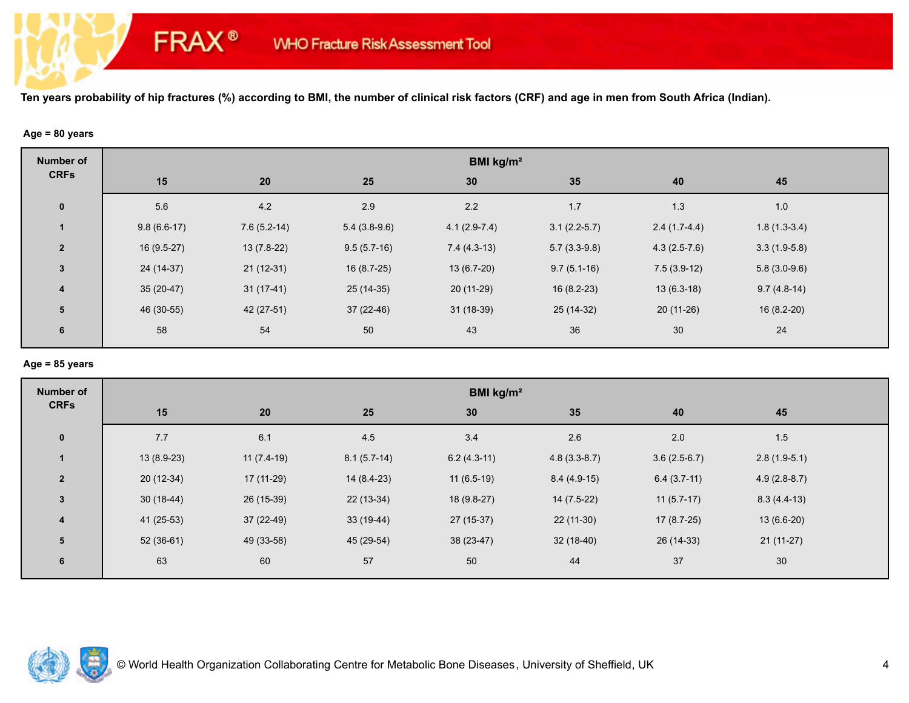# FRAX® WHO Fracture Risk Assessment Tool

**Ten years probability of hip fractures (%) according to BMI, the number of clinical risk factors (CRF) and age in men from South Africa (Indian).**

**Age = 80 years**

| Number of CRFs | BMI kg/m² | | | | | | |
|---|---|---|---|---|---|---|---|
| | 15 | 20 | 25 | 30 | 35 | 40 | 45 |
| 0 | 5.6 | 4.2 | 2.9 | 2.2 | 1.7 | 1.3 | 1.0 |
| 1 | 9.8 (6.6-17) | 7.6 (5.2-14) | 5.4 (3.8-9.6) | 4.1 (2.9-7.4) | 3.1 (2.2-5.7) | 2.4 (1.7-4.4) | 1.8 (1.3-3.4) |
| 2 | 16 (9.5-27) | 13 (7.8-22) | 9.5 (5.7-16) | 7.4 (4.3-13) | 5.7 (3.3-9.8) | 4.3 (2.5-7.6) | 3.3 (1.9-5.8) |
| 3 | 24 (14-37) | 21 (12-31) | 16 (8.7-25) | 13 (6.7-20) | 9.7 (5.1-16) | 7.5 (3.9-12) | 5.8 (3.0-9.6) |
| 4 | 35 (20-47) | 31 (17-41) | 25 (14-35) | 20 (11-29) | 16 (8.2-23) | 13 (6.3-18) | 9.7 (4.8-14) |
| 5 | 46 (30-55) | 42 (27-51) | 37 (22-46) | 31 (18-39) | 25 (14-32) | 20 (11-26) | 16 (8.2-20) |
| 6 | 58 | 54 | 50 | 43 | 36 | 30 | 24 |

**Age = 85 years**

| Number of CRFs | BMI kg/m² | | | | | | |
|---|---|---|---|---|---|---|---|
| | 15 | 20 | 25 | 30 | 35 | 40 | 45 |
| 0 | 7.7 | 6.1 | 4.5 | 3.4 | 2.6 | 2.0 | 1.5 |
| 1 | 13 (8.9-23) | 11 (7.4-19) | 8.1 (5.7-14) | 6.2 (4.3-11) | 4.8 (3.3-8.7) | 3.6 (2.5-6.7) | 2.8 (1.9-5.1) |
| 2 | 20 (12-34) | 17 (11-29) | 14 (8.4-23) | 11 (6.5-19) | 8.4 (4.9-15) | 6.4 (3.7-11) | 4.9 (2.8-8.7) |
| 3 | 30 (18-44) | 26 (15-39) | 22 (13-34) | 18 (9.8-27) | 14 (7.5-22) | 11 (5.7-17) | 8.3 (4.4-13) |
| 4 | 41 (25-53) | 37 (22-49) | 33 (19-44) | 27 (15-37) | 22 (11-30) | 17 (8.7-25) | 13 (6.6-20) |
| 5 | 52 (36-61) | 49 (33-58) | 45 (29-54) | 38 (23-47) | 32 (18-40) | 26 (14-33) | 21 (11-27) |
| 6 | 63 | 60 | 57 | 50 | 44 | 37 | 30 |

© World Health Organization Collaborating Centre for Metabolic Bone Diseases, University of Sheffield, UK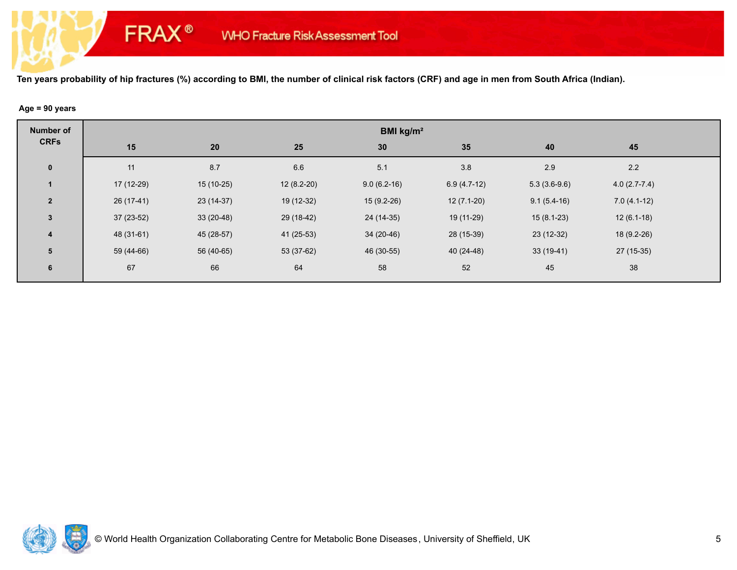FRAX® WHO Fracture Risk Assessment Tool

**Ten years probability of hip fractures (%) according to BMI, the number of clinical risk factors (CRF) and age in men from South Africa (Indian).**

**Age = 90 years**

| Number of CRFs | BMI kg/m² | | | | | | |
|---|---|---|---|---|---|---|---|
| | **15** | **20** | **25** | **30** | **35** | **40** | **45** |
| **0** | 11 | 8.7 | 6.6 | 5.1 | 3.8 | 2.9 | 2.2 |
| **1** | 17 (12-29) | 15 (10-25) | 12 (8.2-20) | 9.0 (6.2-16) | 6.9 (4.7-12) | 5.3 (3.6-9.6) | 4.0 (2.7-7.4) |
| **2** | 26 (17-41) | 23 (14-37) | 19 (12-32) | 15 (9.2-26) | 12 (7.1-20) | 9.1 (5.4-16) | 7.0 (4.1-12) |
| **3** | 37 (23-52) | 33 (20-48) | 29 (18-42) | 24 (14-35) | 19 (11-29) | 15 (8.1-23) | 12 (6.1-18) |
| **4** | 48 (31-61) | 45 (28-57) | 41 (25-53) | 34 (20-46) | 28 (15-39) | 23 (12-32) | 18 (9.2-26) |
| **5** | 59 (44-66) | 56 (40-65) | 53 (37-62) | 46 (30-55) | 40 (24-48) | 33 (19-41) | 27 (15-35) |
| **6** | 67 | 66 | 64 | 58 | 52 | 45 | 38 |

© World Health Organization Collaborating Centre for Metabolic Bone Diseases, University of Sheffield, UK